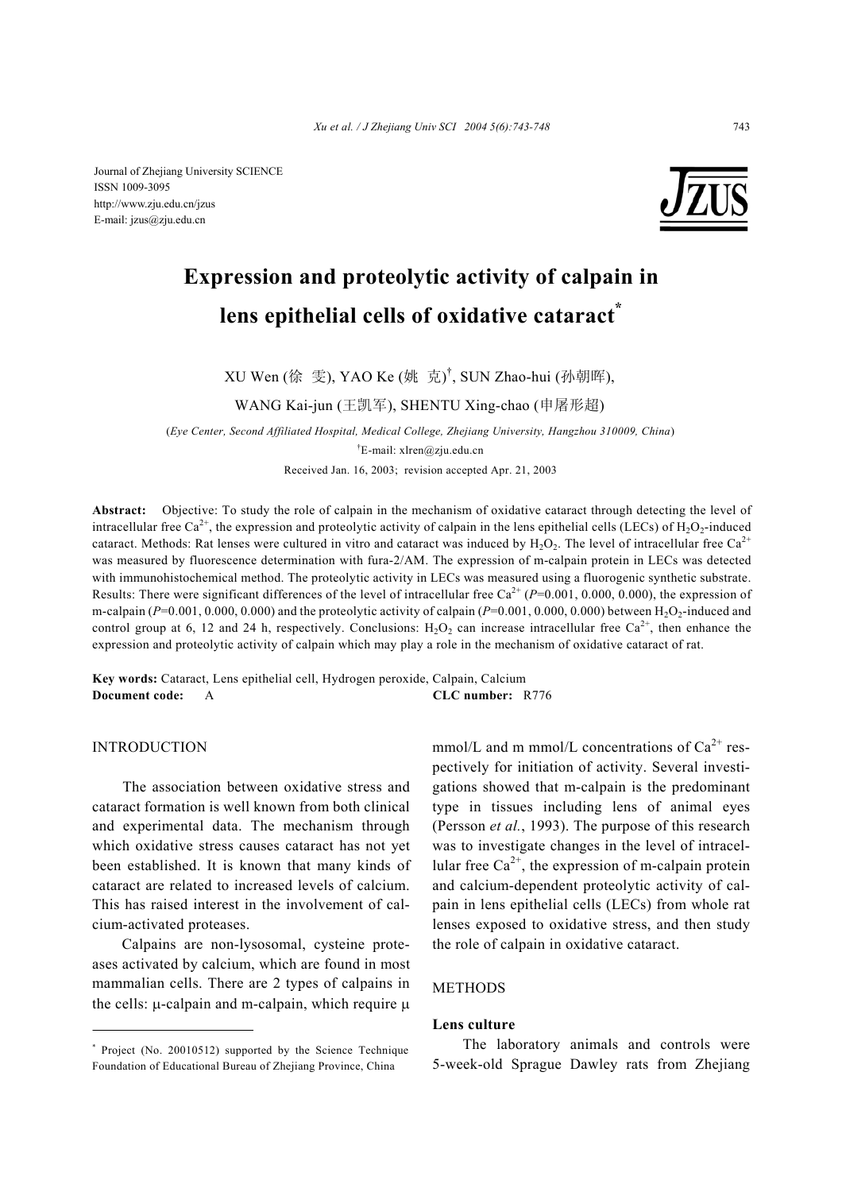Journal of Zhejiang University SCIENCE
ISSN 1009-3095
http://www.zju.edu.cn/jzus
E-mail: jzus@zju.edu.cn

# Expression and proteolytic activity of calpain in lens epithelial cells of oxidative cataract*

XU Wen (徐 雯), YAO Ke (姚 克)†, SUN Zhao-hui (孙朝晖), WANG Kai-jun (王凯军), SHENTU Xing-chao (申屠形超)

(*Eye Center, Second Affiliated Hospital, Medical College, Zhejiang University, Hangzhou 310009, China*)

†E-mail: xlren@zju.edu.cn

Received Jan. 16, 2003; revision accepted Apr. 21, 2003

**Abstract:** Objective: To study the role of calpain in the mechanism of oxidative cataract through detecting the level of intracellular free $Ca^{2+}$, the expression and proteolytic activity of calpain in the lens epithelial cells (LECs) of $H_2O_2$-induced cataract. Methods: Rat lenses were cultured in vitro and cataract was induced by $H_2O_2$. The level of intracellular free $Ca^{2+}$ was measured by fluorescence determination with fura-2/AM. The expression of m-calpain protein in LECs was detected with immunohistochemical method. The proteolytic activity in LECs was measured using a fluorogenic synthetic substrate. Results: There were significant differences of the level of intracellular free $Ca^{2+}$ ($P$=0.001, 0.000, 0.000), the expression of m-calpain ($P$=0.001, 0.000, 0.000) and the proteolytic activity of calpain ($P$=0.001, 0.000, 0.000) between $H_2O_2$-induced and control group at 6, 12 and 24 h, respectively. Conclusions: $H_2O_2$ can increase intracellular free $Ca^{2+}$, then enhance the expression and proteolytic activity of calpain which may play a role in the mechanism of oxidative cataract of rat.

**Key words:** Cataract, Lens epithelial cell, Hydrogen peroxide, Calpain, Calcium

**Document code:** A **CLC number:** R776

## INTRODUCTION

The association between oxidative stress and cataract formation is well known from both clinical and experimental data. The mechanism through which oxidative stress causes cataract has not yet been established. It is known that many kinds of cataract are related to increased levels of calcium. This has raised interest in the involvement of calcium-activated proteases.

Calpains are non-lysosomal, cysteine proteases activated by calcium, which are found in most mammalian cells. There are 2 types of calpains in the cells: μ-calpain and m-calpain, which require μ mmol/L and m mmol/L concentrations of $Ca^{2+}$ respectively for initiation of activity. Several investigations showed that m-calpain is the predominant type in tissues including lens of animal eyes (Persson *et al.*, 1993). The purpose of this research was to investigate changes in the level of intracellular free $Ca^{2+}$, the expression of m-calpain protein and calcium-dependent proteolytic activity of calpain in lens epithelial cells (LECs) from whole rat lenses exposed to oxidative stress, and then study the role of calpain in oxidative cataract.

## METHODS

### Lens culture

The laboratory animals and controls were 5-week-old Sprague Dawley rats from Zhejiang

---

* Project (No. 20010512) supported by the Science Technique Foundation of Educational Bureau of Zhejiang Province, China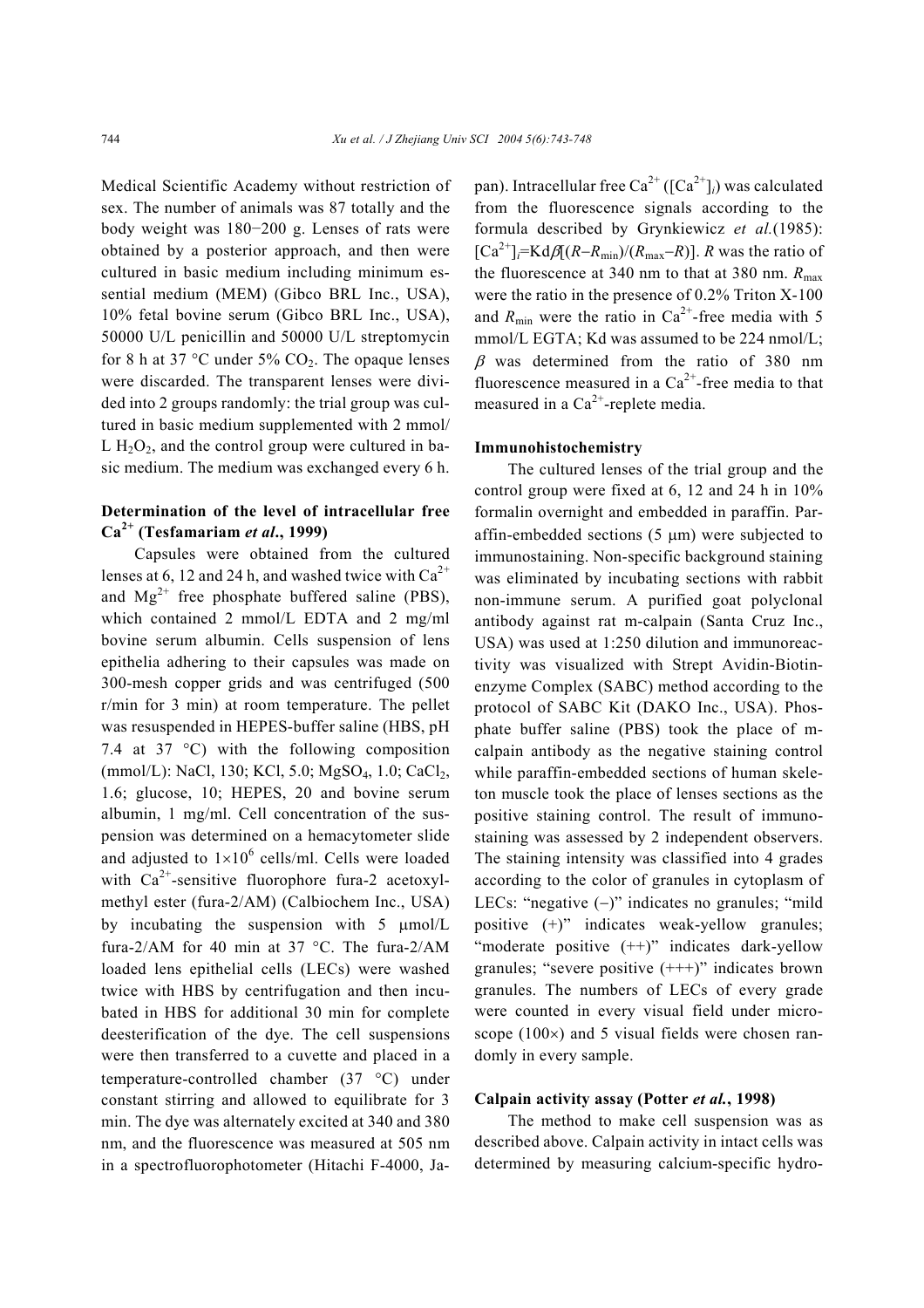Medical Scientific Academy without restriction of sex. The number of animals was 87 totally and the body weight was 180−200 g. Lenses of rats were obtained by a posterior approach, and then were cultured in basic medium including minimum essential medium (MEM) (Gibco BRL Inc., USA), 10% fetal bovine serum (Gibco BRL Inc., USA), 50000 U/L penicillin and 50000 U/L streptomycin for 8 h at 37 °C under 5% $CO_2$. The opaque lenses were discarded. The transparent lenses were divided into 2 groups randomly: the trial group was cultured in basic medium supplemented with 2 mmol/L $H_2O_2$, and the control group were cultured in basic medium. The medium was exchanged every 6 h.

### Determination of the level of intracellular free $Ca^{2+}$ (Tesfamariam *et al*., 1999)

Capsules were obtained from the cultured lenses at 6, 12 and 24 h, and washed twice with $Ca^{2+}$ and $Mg^{2+}$ free phosphate buffered saline (PBS), which contained 2 mmol/L EDTA and 2 mg/ml bovine serum albumin. Cells suspension of lens epithelia adhering to their capsules was made on 300-mesh copper grids and was centrifuged (500 r/min for 3 min) at room temperature. The pellet was resuspended in HEPES-buffer saline (HBS, pH 7.4 at 37 °C) with the following composition (mmol/L): NaCl, 130; KCl, 5.0; $MgSO_4$, 1.0; $CaCl_2$, 1.6; glucose, 10; HEPES, 20 and bovine serum albumin, 1 mg/ml. Cell concentration of the suspension was determined on a hemacytometer slide and adjusted to $1\times10^6$ cells/ml. Cells were loaded with $Ca^{2+}$-sensitive fluorophore fura-2 acetoxylmethyl ester (fura-2/AM) (Calbiochem Inc., USA) by incubating the suspension with 5 μmol/L fura-2/AM for 40 min at 37 °C. The fura-2/AM loaded lens epithelial cells (LECs) were washed twice with HBS by centrifugation and then incubated in HBS for additional 30 min for complete deesterification of the dye. The cell suspensions were then transferred to a cuvette and placed in a temperature-controlled chamber (37 °C) under constant stirring and allowed to equilibrate for 3 min. The dye was alternately excited at 340 and 380 nm, and the fluorescence was measured at 505 nm in a spectrofluorophotometer (Hitachi F-4000, Japan). Intracellular free $Ca^{2+}$ ($[Ca^{2+}]_i$) was calculated from the fluorescence signals according to the formula described by Grynkiewicz *et al.*(1985): $[Ca^{2+}]_i=Kd\beta[(R-R_{min})/(R_{max}-R)]$. $R$ was the ratio of the fluorescence at 340 nm to that at 380 nm. $R_{max}$ were the ratio in the presence of 0.2% Triton X-100 and $R_{min}$ were the ratio in $Ca^{2+}$-free media with 5 mmol/L EGTA; Kd was assumed to be 224 nmol/L; $\beta$ was determined from the ratio of 380 nm fluorescence measured in a $Ca^{2+}$-free media to that measured in a $Ca^{2+}$-replete media.

### Immunohistochemistry

The cultured lenses of the trial group and the control group were fixed at 6, 12 and 24 h in 10% formalin overnight and embedded in paraffin. Paraffin-embedded sections (5 μm) were subjected to immunostaining. Non-specific background staining was eliminated by incubating sections with rabbit non-immune serum. A purified goat polyclonal antibody against rat m-calpain (Santa Cruz Inc., USA) was used at 1:250 dilution and immunoreactivity was visualized with Strept Avidin-Biotin-enzyme Complex (SABC) method according to the protocol of SABC Kit (DAKO Inc., USA). Phosphate buffer saline (PBS) took the place of m-calpain antibody as the negative staining control while paraffin-embedded sections of human skeleton muscle took the place of lenses sections as the positive staining control. The result of immunostaining was assessed by 2 independent observers. The staining intensity was classified into 4 grades according to the color of granules in cytoplasm of LECs: "negative (−)" indicates no granules; "mild positive (+)" indicates weak-yellow granules; "moderate positive (++)" indicates dark-yellow granules; "severe positive (+++)" indicates brown granules. The numbers of LECs of every grade were counted in every visual field under microscope (100×) and 5 visual fields were chosen randomly in every sample.

### Calpain activity assay (Potter *et al.*, 1998)

The method to make cell suspension was as described above. Calpain activity in intact cells was determined by measuring calcium-specific hydro-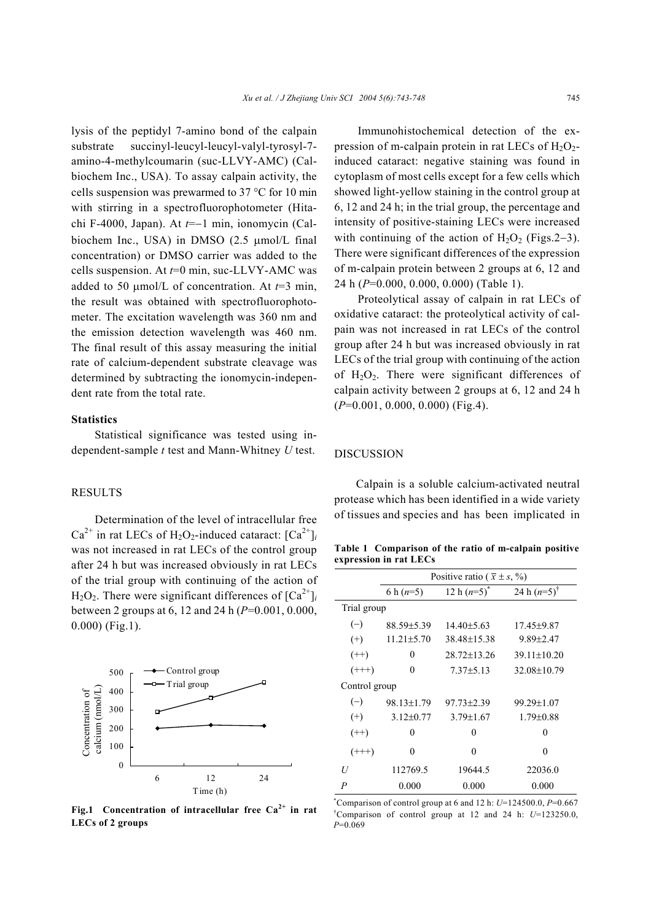lysis of the peptidyl 7-amino bond of the calpain substrate succinyl-leucyl-leucyl-valyl-tyrosyl-7-amino-4-methylcoumarin (suc-LLVY-AMC) (Calbiochem Inc., USA). To assay calpain activity, the cells suspension was prewarmed to 37 °C for 10 min with stirring in a spectrofluorophotometer (Hitachi F-4000, Japan). At $t$=−1 min, ionomycin (Calbiochem Inc., USA) in DMSO (2.5 μmol/L final concentration) or DMSO carrier was added to the cells suspension. At $t$=0 min, suc-LLVY-AMC was added to 50 μmol/L of concentration. At $t$=3 min, the result was obtained with spectrofluorophotometer. The excitation wavelength was 360 nm and the emission detection wavelength was 460 nm. The final result of this assay measuring the initial rate of calcium-dependent substrate cleavage was determined by subtracting the ionomycin-independent rate from the total rate.

### Statistics

Statistical significance was tested using independent-sample $t$ test and Mann-Whitney $U$ test.

## RESULTS

Determination of the level of intracellular free $Ca^{2+}$ in rat LECs of $H_2O_2$-induced cataract: $[Ca^{2+}]_i$ was not increased in rat LECs of the control group after 24 h but was increased obviously in rat LECs of the trial group with continuing of the action of $H_2O_2$. There were significant differences of $[Ca^{2+}]_i$ between 2 groups at 6, 12 and 24 h ($P$=0.001, 0.000, 0.000) (Fig.1).

**Fig.1 Concentration of intracellular free $Ca^{2+}$ in rat LECs of 2 groups**

Immunohistochemical detection of the expression of m-calpain protein in rat LECs of $H_2O_2$-induced cataract: negative staining was found in cytoplasm of most cells except for a few cells which showed light-yellow staining in the control group at 6, 12 and 24 h; in the trial group, the percentage and intensity of positive-staining LECs were increased with continuing of the action of $H_2O_2$ (Figs.2–3). There were significant differences of the expression of m-calpain protein between 2 groups at 6, 12 and 24 h ($P$=0.000, 0.000, 0.000) (Table 1).

Proteolytical assay of calpain in rat LECs of oxidative cataract: the proteolytical activity of calpain was not increased in rat LECs of the control group after 24 h but was increased obviously in rat LECs of the trial group with continuing of the action of $H_2O_2$. There were significant differences of calpain activity between 2 groups at 6, 12 and 24 h ($P$=0.001, 0.000, 0.000) (Fig.4).

## DISCUSSION

Calpain is a soluble calcium-activated neutral protease which has been identified in a wide variety of tissues and species and has been implicated in

**Table 1 Comparison of the ratio of m-calpain positive expression in rat LECs**

| | Positive ratio ($\bar{x} \pm s$, %) | | |
|---|---|---|---|
| | 6 h ($n$=5) | 12 h ($n$=5)* | 24 h ($n$=5)† |
| Trial group | | | |
| (−) | 88.59±5.39 | 14.40±5.63 | 17.45±9.87 |
| (+) | 11.21±5.70 | 38.48±15.38 | 9.89±2.47 |
| (++) | 0 | 28.72±13.26 | 39.11±10.20 |
| (+++) | 0 | 7.37±5.13 | 32.08±10.79 |
| Control group | | | |
| (−) | 98.13±1.79 | 97.73±2.39 | 99.29±1.07 |
| (+) | 3.12±0.77 | 3.79±1.67 | 1.79±0.88 |
| (++) | 0 | 0 | 0 |
| (+++) | 0 | 0 | 0 |
| $U$ | 112769.5 | 19644.5 | 22036.0 |
| $P$ | 0.000 | 0.000 | 0.000 |

*Comparison of control group at 6 and 12 h: $U$=124500.0, $P$=0.667
†Comparison of control group at 12 and 24 h: $U$=123250.0, $P$=0.069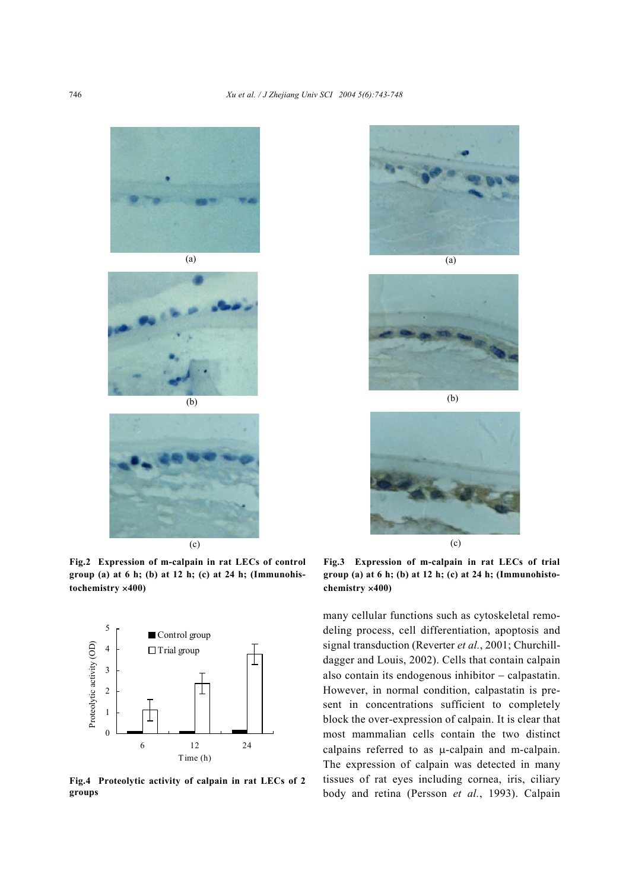(a)

(b)

(c)

**Fig.2 Expression of m-calpain in rat LECs of control group (a) at 6 h; (b) at 12 h; (c) at 24 h; (Immunohistochemistry ×400)**

(a)

(b)

(c)

**Fig.3 Expression of m-calpain in rat LECs of trial group (a) at 6 h; (b) at 12 h; (c) at 24 h; (Immunohistochemistry ×400)**

**Fig.4 Proteolytic activity of calpain in rat LECs of 2 groups**

many cellular functions such as cytoskeletal remodeling process, cell differentiation, apoptosis and signal transduction (Reverter *et al.*, 2001; Churchill-dagger and Louis, 2002). Cells that contain calpain also contain its endogenous inhibitor – calpastatin. However, in normal condition, calpastatin is present in concentrations sufficient to completely block the over-expression of calpain. It is clear that most mammalian cells contain the two distinct calpains referred to as μ-calpain and m-calpain. The expression of calpain was detected in many tissues of rat eyes including cornea, iris, ciliary body and retina (Persson *et al.*, 1993). Calpain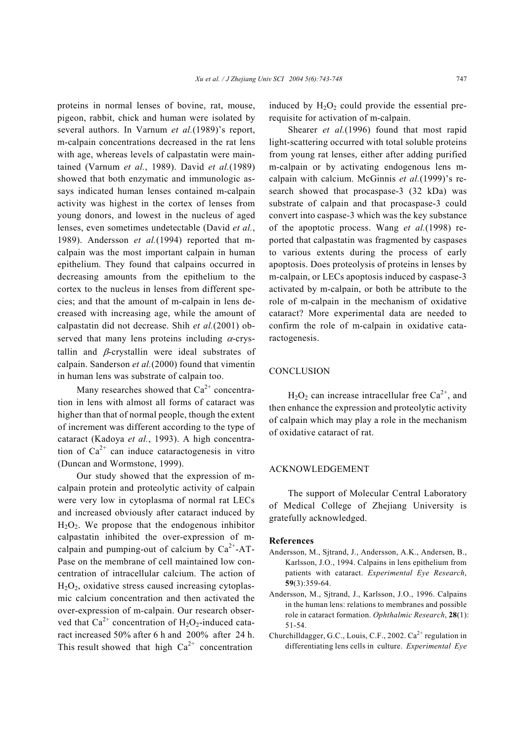proteins in normal lenses of bovine, rat, mouse, pigeon, rabbit, chick and human were isolated by several authors. In Varnum *et al.*(1989)'s report, m-calpain concentrations decreased in the rat lens with age, whereas levels of calpastatin were maintained (Varnum *et al.*, 1989). David *et al.*(1989) showed that both enzymatic and immunologic assays indicated human lenses contained m-calpain activity was highest in the cortex of lenses from young donors, and lowest in the nucleus of aged lenses, even sometimes undetectable (David *et al.*, 1989). Andersson *et al.*(1994) reported that m-calpain was the most important calpain in human epithelium. They found that calpains occurred in decreasing amounts from the epithelium to the cortex to the nucleus in lenses from different species; and that the amount of m-calpain in lens decreased with increasing age, while the amount of calpastatin did not decrease. Shih *et al.*(2001) observed that many lens proteins including $\alpha$-crystallin and $\beta$-crystallin were ideal substrates of calpain. Sanderson *et al.*(2000) found that vimentin in human lens was substrate of calpain too.

Many researches showed that $Ca^{2+}$ concentration in lens with almost all forms of cataract was higher than that of normal people, though the extent of increment was different according to the type of cataract (Kadoya *et al.*, 1993). A high concentration of $Ca^{2+}$ can induce cataractogenesis in vitro (Duncan and Wormstone, 1999).

Our study showed that the expression of m-calpain protein and proteolytic activity of calpain were very low in cytoplasma of normal rat LECs and increased obviously after cataract induced by $H_2O_2$. We propose that the endogenous inhibitor calpastatin inhibited the over-expression of m-calpain and pumping-out of calcium by $Ca^{2+}$-ATPase on the membrane of cell maintained low concentration of intracellular calcium. The action of $H_2O_2$, oxidative stress caused increasing cytoplasmic calcium concentration and then activated the over-expression of m-calpain. Our research observed that $Ca^{2+}$ concentration of $H_2O_2$-induced cataract increased 50% after 6 h and 200% after 24 h. This result showed that high $Ca^{2+}$ concentration induced by $H_2O_2$ could provide the essential prerequisite for activation of m-calpain.

Shearer *et al.*(1996) found that most rapid light-scattering occurred with total soluble proteins from young rat lenses, either after adding purified m-calpain or by activating endogenous lens m-calpain with calcium. McGinnis *et al.*(1999)'s research showed that procaspase-3 (32 kDa) was substrate of calpain and that procaspase-3 could convert into caspase-3 which was the key substance of the apoptotic process. Wang *et al.*(1998) reported that calpastatin was fragmented by caspases to various extents during the process of early apoptosis. Does proteolysis of proteins in lenses by m-calpain, or LECs apoptosis induced by caspase-3 activated by m-calpain, or both be attribute to the role of m-calpain in the mechanism of oxidative cataract? More experimental data are needed to confirm the role of m-calpain in oxidative cataractogenesis.

## CONCLUSION

$H_2O_2$ can increase intracellular free $Ca^{2+}$, and then enhance the expression and proteolytic activity of calpain which may play a role in the mechanism of oxidative cataract of rat.

## ACKNOWLEDGEMENT

The support of Molecular Central Laboratory of Medical College of Zhejiang University is gratefully acknowledged.

## References

Andersson, M., Sjtrand, J., Andersson, A.K., Andersen, B., Karlsson, J.O., 1994. Calpains in lens epithelium from patients with cataract. *Experimental Eye Research*, **59**(3):359-64.

Andersson, M., Sjtrand, J., Karlsson, J.O., 1996. Calpains in the human lens: relations to membranes and possible role in cataract formation. *Ophthalmic Research*, **28**(1): 51-54.

Churchilldagger, G.C., Louis, C.F., 2002. $Ca^{2+}$ regulation in differentiating lens cells in culture. *Experimental Eye*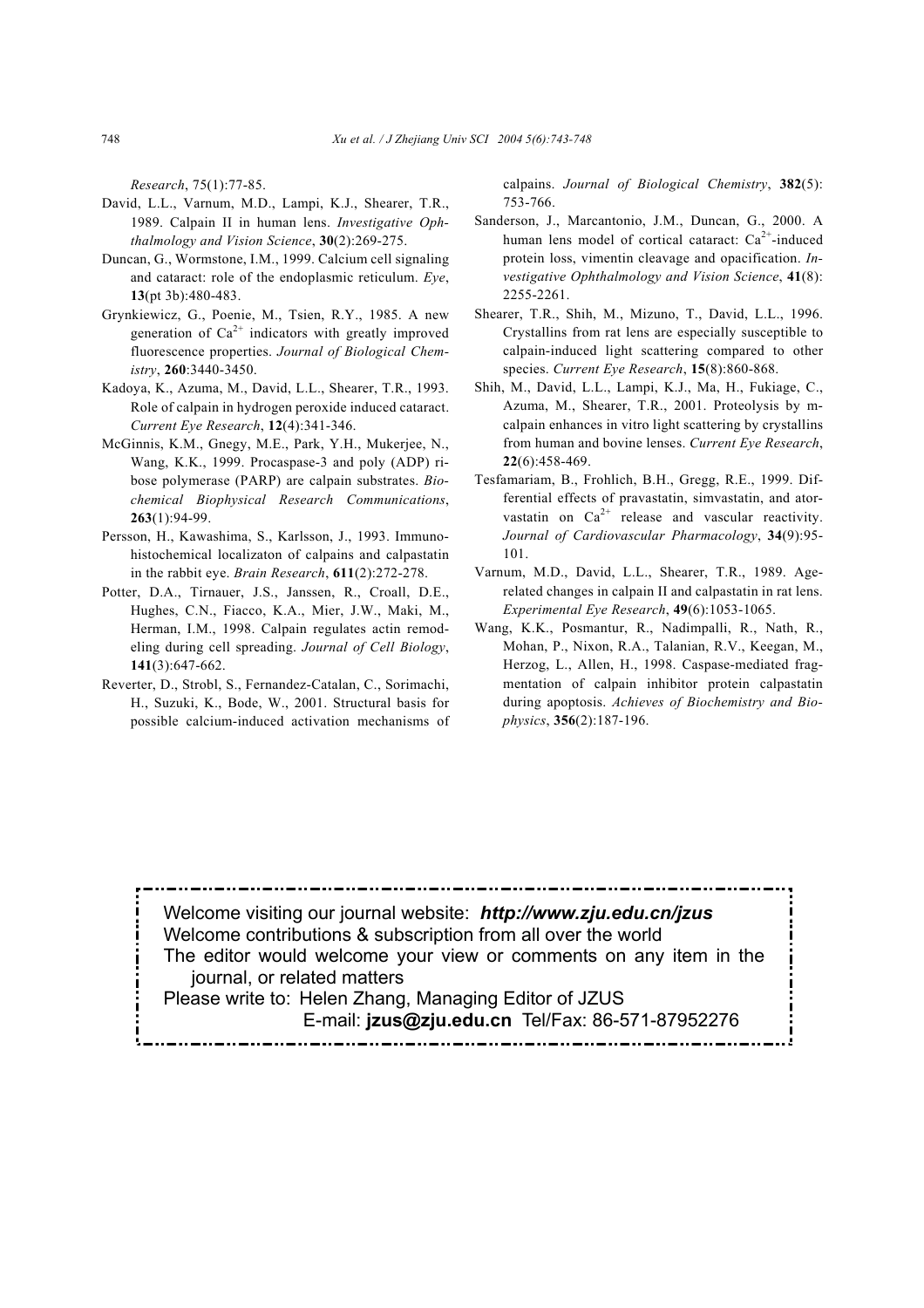*Research*, 75(1):77-85.

David, L.L., Varnum, M.D., Lampi, K.J., Shearer, T.R., 1989. Calpain II in human lens. *Investigative Ophthalmology and Vision Science*, **30**(2):269-275.

Duncan, G., Wormstone, I.M., 1999. Calcium cell signaling and cataract: role of the endoplasmic reticulum. *Eye*, **13**(pt 3b):480-483.

Grynkiewicz, G., Poenie, M., Tsien, R.Y., 1985. A new generation of $Ca^{2+}$ indicators with greatly improved fluorescence properties. *Journal of Biological Chemistry*, **260**:3440-3450.

Kadoya, K., Azuma, M., David, L.L., Shearer, T.R., 1993. Role of calpain in hydrogen peroxide induced cataract. *Current Eye Research*, **12**(4):341-346.

McGinnis, K.M., Gnegy, M.E., Park, Y.H., Mukerjee, N., Wang, K.K., 1999. Procaspase-3 and poly (ADP) ribose polymerase (PARP) are calpain substrates. *Biochemical Biophysical Research Communications*, **263**(1):94-99.

Persson, H., Kawashima, S., Karlsson, J., 1993. Immunohistochemical localizaton of calpains and calpastatin in the rabbit eye. *Brain Research*, **611**(2):272-278.

Potter, D.A., Tirnauer, J.S., Janssen, R., Croall, D.E., Hughes, C.N., Fiacco, K.A., Mier, J.W., Maki, M., Herman, I.M., 1998. Calpain regulates actin remodeling during cell spreading. *Journal of Cell Biology*, **141**(3):647-662.

Reverter, D., Strobl, S., Fernandez-Catalan, C., Sorimachi, H., Suzuki, K., Bode, W., 2001. Structural basis for possible calcium-induced activation mechanisms of calpains. *Journal of Biological Chemistry*, **382**(5): 753-766.

Sanderson, J., Marcantonio, J.M., Duncan, G., 2000. A human lens model of cortical cataract: $Ca^{2+}$-induced protein loss, vimentin cleavage and opacification. *Investigative Ophthalmology and Vision Science*, **41**(8): 2255-2261.

Shearer, T.R., Shih, M., Mizuno, T., David, L.L., 1996. Crystallins from rat lens are especially susceptible to calpain-induced light scattering compared to other species. *Current Eye Research*, **15**(8):860-868.

Shih, M., David, L.L., Lampi, K.J., Ma, H., Fukiage, C., Azuma, M., Shearer, T.R., 2001. Proteolysis by m-calpain enhances in vitro light scattering by crystallins from human and bovine lenses. *Current Eye Research*, **22**(6):458-469.

Tesfamariam, B., Frohlich, B.H., Gregg, R.E., 1999. Differential effects of pravastatin, simvastatin, and atorvastatin on $Ca^{2+}$ release and vascular reactivity. *Journal of Cardiovascular Pharmacology*, **34**(9):95-101.

Varnum, M.D., David, L.L., Shearer, T.R., 1989. Age-related changes in calpain II and calpastatin in rat lens. *Experimental Eye Research*, **49**(6):1053-1065.

Wang, K.K., Posmantur, R., Nadimpalli, R., Nath, R., Mohan, P., Nixon, R.A., Talanian, R.V., Keegan, M., Herzog, L., Allen, H., 1998. Caspase-mediated fragmentation of calpain inhibitor protein calpastatin during apoptosis. *Achieves of Biochemistry and Biophysics*, **356**(2):187-196.

Welcome visiting our journal website: ***http://www.zju.edu.cn/jzus***
Welcome contributions & subscription from all over the world
The editor would welcome your view or comments on any item in the journal, or related matters
Please write to: Helen Zhang, Managing Editor of JZUS
E-mail: **jzus@zju.edu.cn** Tel/Fax: 86-571-87952276